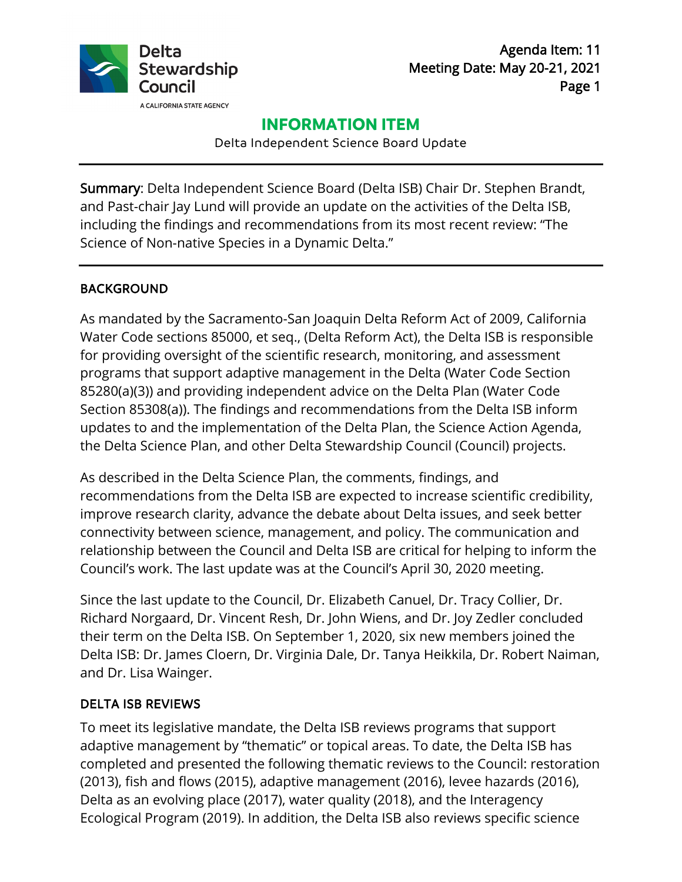Delta Stewardship Council

A CALIFORNIA STATE AGENCY

Agenda Item: 11
Meeting Date: May 20-21, 2021

# INFORMATION ITEM

Delta Independent Science Board Update

---

**Summary**: Delta Independent Science Board (Delta ISB) Chair Dr. Stephen Brandt, and Past-chair Jay Lund will provide an update on the activities of the Delta ISB, including the findings and recommendations from its most recent review: "The Science of Non-native Species in a Dynamic Delta."

---

## BACKGROUND

As mandated by the Sacramento-San Joaquin Delta Reform Act of 2009, California Water Code sections 85000, et seq., (Delta Reform Act), the Delta ISB is responsible for providing oversight of the scientific research, monitoring, and assessment programs that support adaptive management in the Delta (Water Code Section 85280(a)(3)) and providing independent advice on the Delta Plan (Water Code Section 85308(a)). The findings and recommendations from the Delta ISB inform updates to and the implementation of the Delta Plan, the Science Action Agenda, the Delta Science Plan, and other Delta Stewardship Council (Council) projects.

As described in the Delta Science Plan, the comments, findings, and recommendations from the Delta ISB are expected to increase scientific credibility, improve research clarity, advance the debate about Delta issues, and seek better connectivity between science, management, and policy. The communication and relationship between the Council and Delta ISB are critical for helping to inform the Council's work. The last update was at the Council's April 30, 2020 meeting.

Since the last update to the Council, Dr. Elizabeth Canuel, Dr. Tracy Collier, Dr. Richard Norgaard, Dr. Vincent Resh, Dr. John Wiens, and Dr. Joy Zedler concluded their term on the Delta ISB. On September 1, 2020, six new members joined the Delta ISB: Dr. James Cloern, Dr. Virginia Dale, Dr. Tanya Heikkila, Dr. Robert Naiman, and Dr. Lisa Wainger.

## DELTA ISB REVIEWS

To meet its legislative mandate, the Delta ISB reviews programs that support adaptive management by "thematic" or topical areas. To date, the Delta ISB has completed and presented the following thematic reviews to the Council: restoration (2013), fish and flows (2015), adaptive management (2016), levee hazards (2016), Delta as an evolving place (2017), water quality (2018), and the Interagency Ecological Program (2019). In addition, the Delta ISB also reviews specific science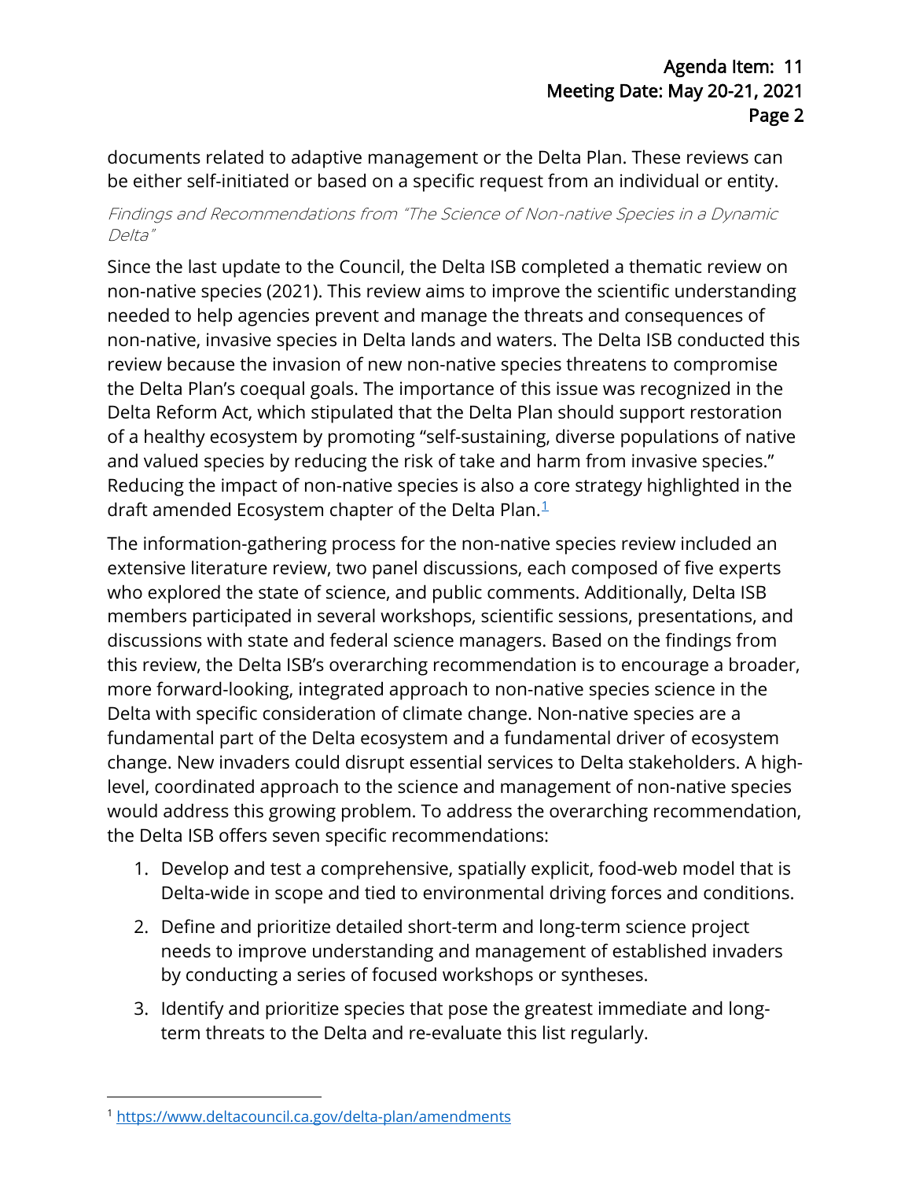documents related to adaptive management or the Delta Plan. These reviews can be either self-initiated or based on a specific request from an individual or entity.

*Findings and Recommendations from "The Science of Non-native Species in a Dynamic Delta"*

Since the last update to the Council, the Delta ISB completed a thematic review on non-native species (2021). This review aims to improve the scientific understanding needed to help agencies prevent and manage the threats and consequences of non-native, invasive species in Delta lands and waters. The Delta ISB conducted this review because the invasion of new non-native species threatens to compromise the Delta Plan's coequal goals. The importance of this issue was recognized in the Delta Reform Act, which stipulated that the Delta Plan should support restoration of a healthy ecosystem by promoting "self-sustaining, diverse populations of native and valued species by reducing the risk of take and harm from invasive species." Reducing the impact of non-native species is also a core strategy highlighted in the draft amended Ecosystem chapter of the Delta Plan.[1]

The information-gathering process for the non-native species review included an extensive literature review, two panel discussions, each composed of five experts who explored the state of science, and public comments. Additionally, Delta ISB members participated in several workshops, scientific sessions, presentations, and discussions with state and federal science managers. Based on the findings from this review, the Delta ISB's overarching recommendation is to encourage a broader, more forward-looking, integrated approach to non-native species science in the Delta with specific consideration of climate change. Non-native species are a fundamental part of the Delta ecosystem and a fundamental driver of ecosystem change. New invaders could disrupt essential services to Delta stakeholders. A high-level, coordinated approach to the science and management of non-native species would address this growing problem. To address the overarching recommendation, the Delta ISB offers seven specific recommendations:

1. Develop and test a comprehensive, spatially explicit, food-web model that is Delta-wide in scope and tied to environmental driving forces and conditions.
2. Define and prioritize detailed short-term and long-term science project needs to improve understanding and management of established invaders by conducting a series of focused workshops or syntheses.
3. Identify and prioritize species that pose the greatest immediate and long-term threats to the Delta and re-evaluate this list regularly.

[1] https://www.deltacouncil.ca.gov/delta-plan/amendments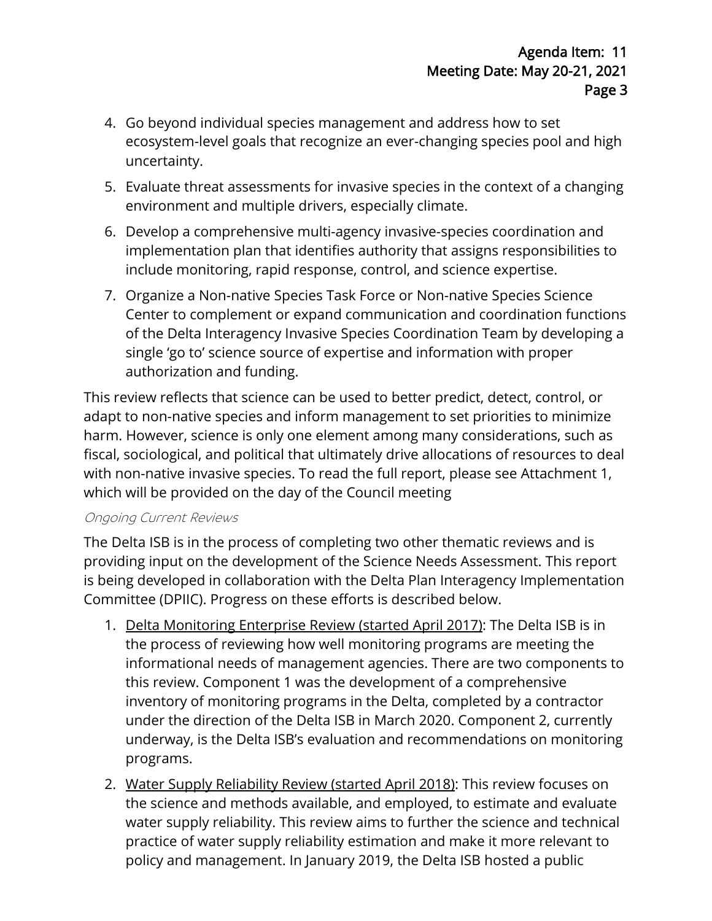4. Go beyond individual species management and address how to set ecosystem-level goals that recognize an ever-changing species pool and high uncertainty.
5. Evaluate threat assessments for invasive species in the context of a changing environment and multiple drivers, especially climate.
6. Develop a comprehensive multi-agency invasive-species coordination and implementation plan that identifies authority that assigns responsibilities to include monitoring, rapid response, control, and science expertise.
7. Organize a Non-native Species Task Force or Non-native Species Science Center to complement or expand communication and coordination functions of the Delta Interagency Invasive Species Coordination Team by developing a single 'go to' science source of expertise and information with proper authorization and funding.

This review reflects that science can be used to better predict, detect, control, or adapt to non-native species and inform management to set priorities to minimize harm. However, science is only one element among many considerations, such as fiscal, sociological, and political that ultimately drive allocations of resources to deal with non-native invasive species. To read the full report, please see Attachment 1, which will be provided on the day of the Council meeting

*Ongoing Current Reviews*

The Delta ISB is in the process of completing two other thematic reviews and is providing input on the development of the Science Needs Assessment. This report is being developed in collaboration with the Delta Plan Interagency Implementation Committee (DPIIC). Progress on these efforts is described below.

1. Delta Monitoring Enterprise Review (started April 2017): The Delta ISB is in the process of reviewing how well monitoring programs are meeting the informational needs of management agencies. There are two components to this review. Component 1 was the development of a comprehensive inventory of monitoring programs in the Delta, completed by a contractor under the direction of the Delta ISB in March 2020. Component 2, currently underway, is the Delta ISB's evaluation and recommendations on monitoring programs.
2. Water Supply Reliability Review (started April 2018): This review focuses on the science and methods available, and employed, to estimate and evaluate water supply reliability. This review aims to further the science and technical practice of water supply reliability estimation and make it more relevant to policy and management. In January 2019, the Delta ISB hosted a public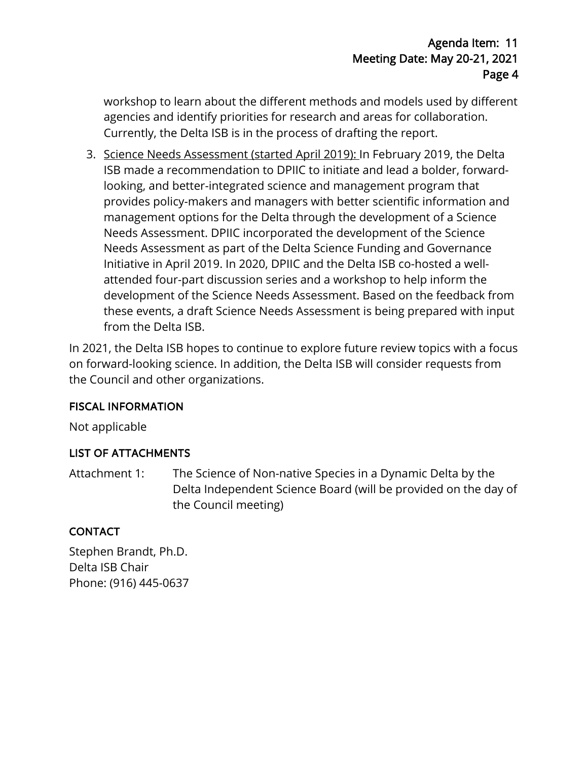workshop to learn about the different methods and models used by different agencies and identify priorities for research and areas for collaboration. Currently, the Delta ISB is in the process of drafting the report.

3. Science Needs Assessment (started April 2019): In February 2019, the Delta ISB made a recommendation to DPIIC to initiate and lead a bolder, forward-looking, and better-integrated science and management program that provides policy-makers and managers with better scientific information and management options for the Delta through the development of a Science Needs Assessment. DPIIC incorporated the development of the Science Needs Assessment as part of the Delta Science Funding and Governance Initiative in April 2019. In 2020, DPIIC and the Delta ISB co-hosted a well-attended four-part discussion series and a workshop to help inform the development of the Science Needs Assessment. Based on the feedback from these events, a draft Science Needs Assessment is being prepared with input from the Delta ISB.

In 2021, the Delta ISB hopes to continue to explore future review topics with a focus on forward-looking science. In addition, the Delta ISB will consider requests from the Council and other organizations.

## FISCAL INFORMATION

Not applicable

## LIST OF ATTACHMENTS

Attachment 1: The Science of Non-native Species in a Dynamic Delta by the Delta Independent Science Board (will be provided on the day of the Council meeting)

## CONTACT

Stephen Brandt, Ph.D.
Delta ISB Chair
Phone: (916) 445-0637